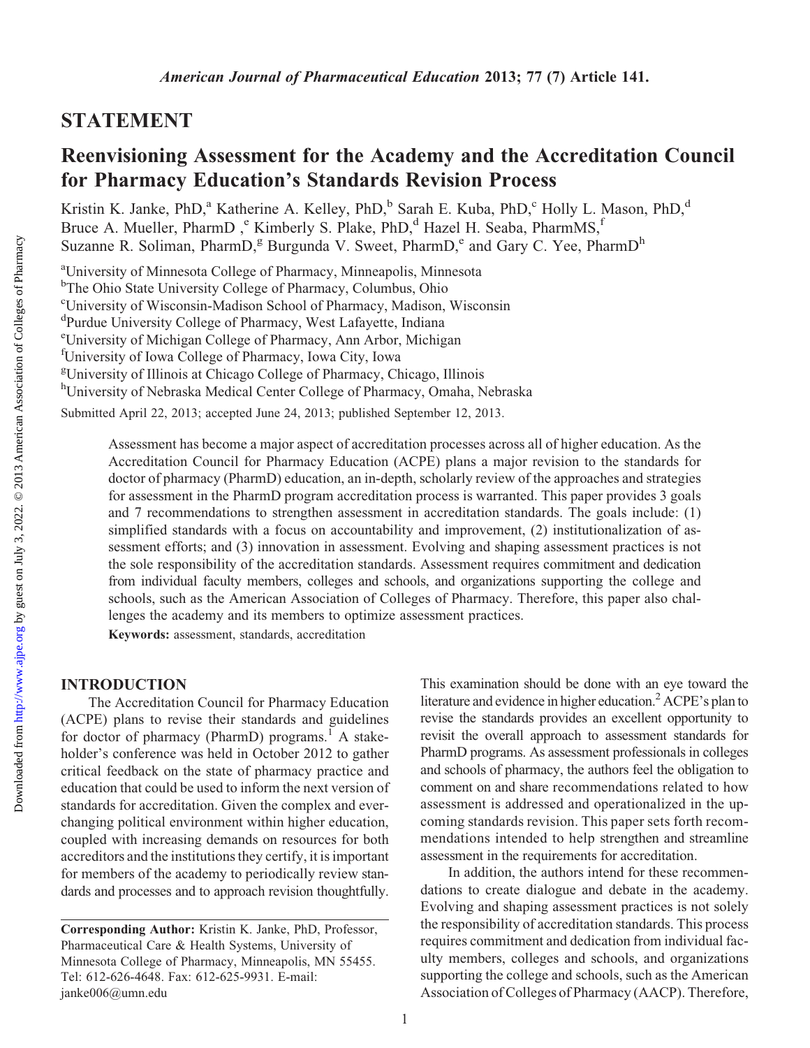STATEMENT

# Reenvisioning Assessment for the Academy and the Accreditation Council for Pharmacy Education's Standards Revision Process

Kristin K. Janke, PhD,[a] Katherine A. Kelley, PhD,[b] Sarah E. Kuba, PhD,[c] Holly L. Mason, PhD,[d] Bruce A. Mueller, PharmD ,[e] Kimberly S. Plake, PhD,[d] Hazel H. Seaba, PharmMS,[f] Suzanne R. Soliman, PharmD,[g] Burgunda V. Sweet, PharmD,[e] and Gary C. Yee, PharmD[h]

[a]University of Minnesota College of Pharmacy, Minneapolis, Minnesota
[b]The Ohio State University College of Pharmacy, Columbus, Ohio
[c]University of Wisconsin-Madison School of Pharmacy, Madison, Wisconsin
[d]Purdue University College of Pharmacy, West Lafayette, Indiana
[e]University of Michigan College of Pharmacy, Ann Arbor, Michigan
[f]University of Iowa College of Pharmacy, Iowa City, Iowa
[g]University of Illinois at Chicago College of Pharmacy, Chicago, Illinois
[h]University of Nebraska Medical Center College of Pharmacy, Omaha, Nebraska

Submitted April 22, 2013; accepted June 24, 2013; published September 12, 2013.

Assessment has become a major aspect of accreditation processes across all of higher education. As the Accreditation Council for Pharmacy Education (ACPE) plans a major revision to the standards for doctor of pharmacy (PharmD) education, an in-depth, scholarly review of the approaches and strategies for assessment in the PharmD program accreditation process is warranted. This paper provides 3 goals and 7 recommendations to strengthen assessment in accreditation standards. The goals include: (1) simplified standards with a focus on accountability and improvement, (2) institutionalization of assessment efforts; and (3) innovation in assessment. Evolving and shaping assessment practices is not the sole responsibility of the accreditation standards. Assessment requires commitment and dedication from individual faculty members, colleges and schools, and organizations supporting the college and schools, such as the American Association of Colleges of Pharmacy. Therefore, this paper also challenges the academy and its members to optimize assessment practices.

**Keywords:** assessment, standards, accreditation

## INTRODUCTION

The Accreditation Council for Pharmacy Education (ACPE) plans to revise their standards and guidelines for doctor of pharmacy (PharmD) programs.[1] A stakeholder's conference was held in October 2012 to gather critical feedback on the state of pharmacy practice and education that could be used to inform the next version of standards for accreditation. Given the complex and ever-changing political environment within higher education, coupled with increasing demands on resources for both accreditors and the institutions they certify, it is important for members of the academy to periodically review standards and processes and to approach revision thoughtfully. This examination should be done with an eye toward the literature and evidence in higher education.[2] ACPE's plan to revise the standards provides an excellent opportunity to revisit the overall approach to assessment standards for PharmD programs. As assessment professionals in colleges and schools of pharmacy, the authors feel the obligation to comment on and share recommendations related to how assessment is addressed and operationalized in the upcoming standards revision. This paper sets forth recommendations intended to help strengthen and streamline assessment in the requirements for accreditation.

In addition, the authors intend for these recommendations to create dialogue and debate in the academy. Evolving and shaping assessment practices is not solely the responsibility of accreditation standards. This process requires commitment and dedication from individual faculty members, colleges and schools, and organizations supporting the college and schools, such as the American Association of Colleges of Pharmacy (AACP). Therefore,

**Corresponding Author:** Kristin K. Janke, PhD, Professor, Pharmaceutical Care & Health Systems, University of Minnesota College of Pharmacy, Minneapolis, MN 55455. Tel: 612-626-4648. Fax: 612-625-9931. E-mail: janke006@umn.edu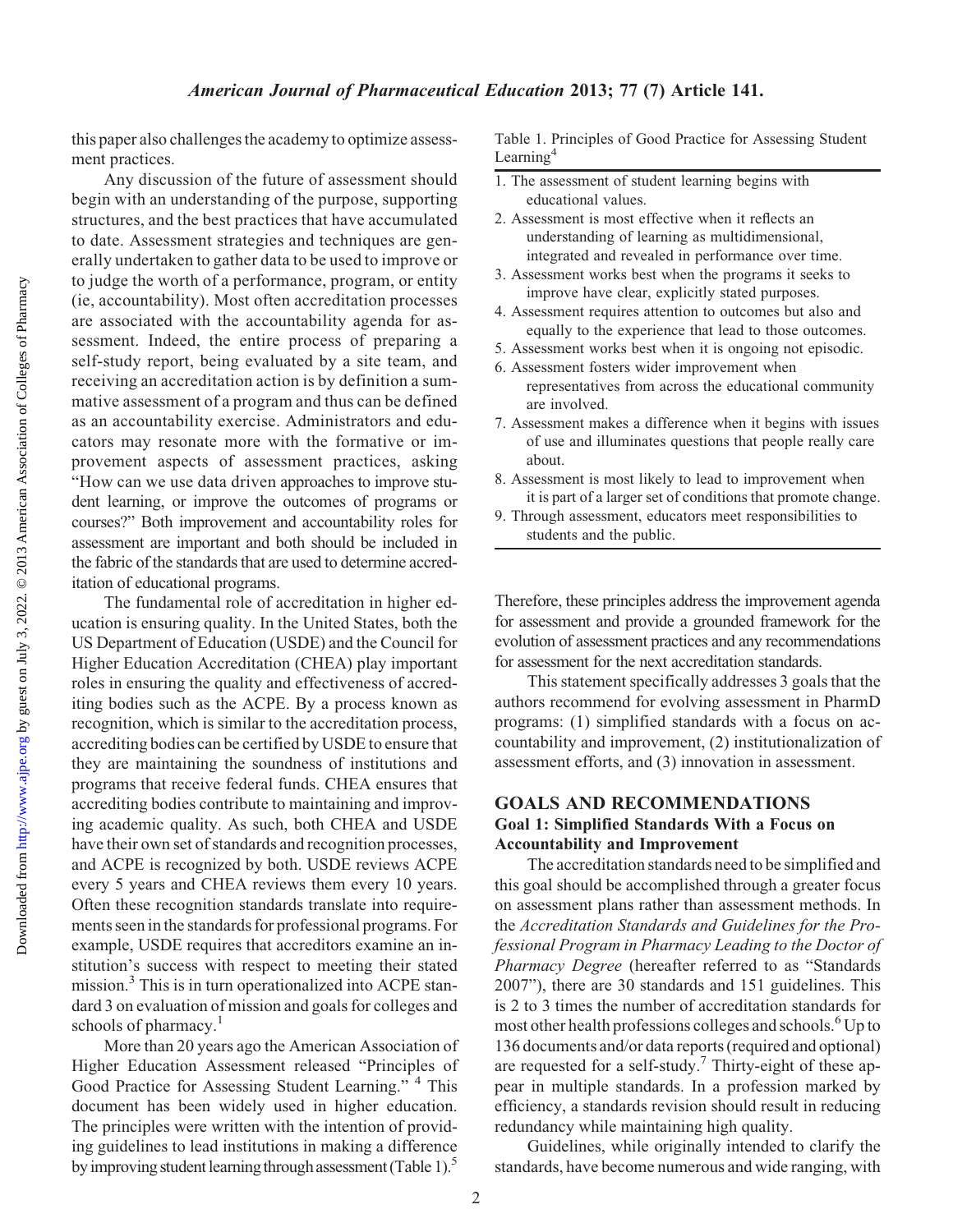this paper also challenges the academy to optimize assessment practices.

Any discussion of the future of assessment should begin with an understanding of the purpose, supporting structures, and the best practices that have accumulated to date. Assessment strategies and techniques are generally undertaken to gather data to be used to improve or to judge the worth of a performance, program, or entity (ie, accountability). Most often accreditation processes are associated with the accountability agenda for assessment. Indeed, the entire process of preparing a self-study report, being evaluated by a site team, and receiving an accreditation action is by definition a summative assessment of a program and thus can be defined as an accountability exercise. Administrators and educators may resonate more with the formative or improvement aspects of assessment practices, asking "How can we use data driven approaches to improve student learning, or improve the outcomes of programs or courses?" Both improvement and accountability roles for assessment are important and both should be included in the fabric of the standards that are used to determine accreditation of educational programs.

The fundamental role of accreditation in higher education is ensuring quality. In the United States, both the US Department of Education (USDE) and the Council for Higher Education Accreditation (CHEA) play important roles in ensuring the quality and effectiveness of accrediting bodies such as the ACPE. By a process known as recognition, which is similar to the accreditation process, accrediting bodies can be certified by USDE to ensure that they are maintaining the soundness of institutions and programs that receive federal funds. CHEA ensures that accrediting bodies contribute to maintaining and improving academic quality. As such, both CHEA and USDE have their own set of standards and recognition processes, and ACPE is recognized by both. USDE reviews ACPE every 5 years and CHEA reviews them every 10 years. Often these recognition standards translate into requirements seen in the standards for professional programs. For example, USDE requires that accreditors examine an institution's success with respect to meeting their stated mission.[3] This is in turn operationalized into ACPE standard 3 on evaluation of mission and goals for colleges and schools of pharmacy.[1]

More than 20 years ago the American Association of Higher Education Assessment released "Principles of Good Practice for Assessing Student Learning."[4] This document has been widely used in higher education. The principles were written with the intention of providing guidelines to lead institutions in making a difference by improving student learning through assessment (Table 1).[5]

Table 1. Principles of Good Practice for Assessing Student Learning[4]

1. The assessment of student learning begins with educational values.
2. Assessment is most effective when it reflects an understanding of learning as multidimensional, integrated and revealed in performance over time.
3. Assessment works best when the programs it seeks to improve have clear, explicitly stated purposes.
4. Assessment requires attention to outcomes but also and equally to the experience that lead to those outcomes.
5. Assessment works best when it is ongoing not episodic.
6. Assessment fosters wider improvement when representatives from across the educational community are involved.
7. Assessment makes a difference when it begins with issues of use and illuminates questions that people really care about.
8. Assessment is most likely to lead to improvement when it is part of a larger set of conditions that promote change.
9. Through assessment, educators meet responsibilities to students and the public.

Therefore, these principles address the improvement agenda for assessment and provide a grounded framework for the evolution of assessment practices and any recommendations for assessment for the next accreditation standards.

This statement specifically addresses 3 goals that the authors recommend for evolving assessment in PharmD programs: (1) simplified standards with a focus on accountability and improvement, (2) institutionalization of assessment efforts, and (3) innovation in assessment.

## GOALS AND RECOMMENDATIONS

### Goal 1: Simplified Standards With a Focus on Accountability and Improvement

The accreditation standards need to be simplified and this goal should be accomplished through a greater focus on assessment plans rather than assessment methods. In the *Accreditation Standards and Guidelines for the Professional Program in Pharmacy Leading to the Doctor of Pharmacy Degree* (hereafter referred to as "Standards 2007"), there are 30 standards and 151 guidelines. This is 2 to 3 times the number of accreditation standards for most other health professions colleges and schools.[6] Up to 136 documents and/or data reports (required and optional) are requested for a self-study.[7] Thirty-eight of these appear in multiple standards. In a profession marked by efficiency, a standards revision should result in reducing redundancy while maintaining high quality.

Guidelines, while originally intended to clarify the standards, have become numerous and wide ranging, with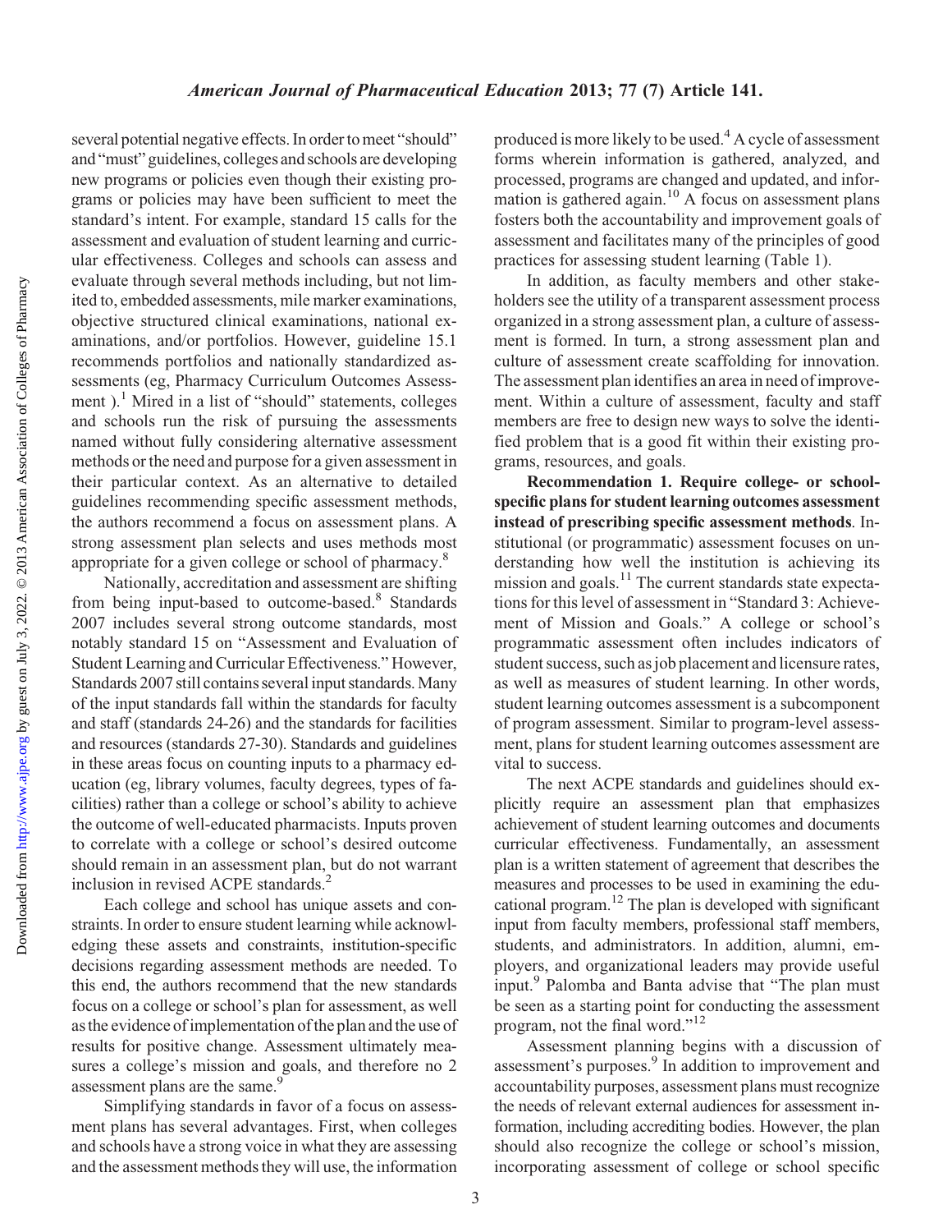several potential negative effects. In order to meet "should" and "must" guidelines, colleges and schools are developing new programs or policies even though their existing programs or policies may have been sufficient to meet the standard's intent. For example, standard 15 calls for the assessment and evaluation of student learning and curricular effectiveness. Colleges and schools can assess and evaluate through several methods including, but not limited to, embedded assessments, mile marker examinations, objective structured clinical examinations, national examinations, and/or portfolios. However, guideline 15.1 recommends portfolios and nationally standardized assessments (eg, Pharmacy Curriculum Outcomes Assessment ).[1] Mired in a list of "should" statements, colleges and schools run the risk of pursuing the assessments named without fully considering alternative assessment methods or the need and purpose for a given assessment in their particular context. As an alternative to detailed guidelines recommending specific assessment methods, the authors recommend a focus on assessment plans. A strong assessment plan selects and uses methods most appropriate for a given college or school of pharmacy.[8]

Nationally, accreditation and assessment are shifting from being input-based to outcome-based.[8] Standards 2007 includes several strong outcome standards, most notably standard 15 on "Assessment and Evaluation of Student Learning and Curricular Effectiveness." However, Standards 2007 still contains several input standards. Many of the input standards fall within the standards for faculty and staff (standards 24-26) and the standards for facilities and resources (standards 27-30). Standards and guidelines in these areas focus on counting inputs to a pharmacy education (eg, library volumes, faculty degrees, types of facilities) rather than a college or school's ability to achieve the outcome of well-educated pharmacists. Inputs proven to correlate with a college or school's desired outcome should remain in an assessment plan, but do not warrant inclusion in revised ACPE standards.[2]

Each college and school has unique assets and constraints. In order to ensure student learning while acknowledging these assets and constraints, institution-specific decisions regarding assessment methods are needed. To this end, the authors recommend that the new standards focus on a college or school's plan for assessment, as well as the evidence of implementation of the plan and the use of results for positive change. Assessment ultimately measures a college's mission and goals, and therefore no 2 assessment plans are the same.[9]

Simplifying standards in favor of a focus on assessment plans has several advantages. First, when colleges and schools have a strong voice in what they are assessing and the assessment methods they will use, the information produced is more likely to be used.[4] A cycle of assessment forms wherein information is gathered, analyzed, and processed, programs are changed and updated, and information is gathered again.[10] A focus on assessment plans fosters both the accountability and improvement goals of assessment and facilitates many of the principles of good practices for assessing student learning (Table 1).

In addition, as faculty members and other stakeholders see the utility of a transparent assessment process organized in a strong assessment plan, a culture of assessment is formed. In turn, a strong assessment plan and culture of assessment create scaffolding for innovation. The assessment plan identifies an area in need of improvement. Within a culture of assessment, faculty and staff members are free to design new ways to solve the identified problem that is a good fit within their existing programs, resources, and goals.

**Recommendation 1. Require college- or school-specific plans for student learning outcomes assessment instead of prescribing specific assessment methods**. Institutional (or programmatic) assessment focuses on understanding how well the institution is achieving its mission and goals.[11] The current standards state expectations for this level of assessment in "Standard 3: Achievement of Mission and Goals." A college or school's programmatic assessment often includes indicators of student success, such as job placement and licensure rates, as well as measures of student learning. In other words, student learning outcomes assessment is a subcomponent of program assessment. Similar to program-level assessment, plans for student learning outcomes assessment are vital to success.

The next ACPE standards and guidelines should explicitly require an assessment plan that emphasizes achievement of student learning outcomes and documents curricular effectiveness. Fundamentally, an assessment plan is a written statement of agreement that describes the measures and processes to be used in examining the educational program.[12] The plan is developed with significant input from faculty members, professional staff members, students, and administrators. In addition, alumni, employers, and organizational leaders may provide useful input.[9] Palomba and Banta advise that "The plan must be seen as a starting point for conducting the assessment program, not the final word."[12]

Assessment planning begins with a discussion of assessment's purposes.[9] In addition to improvement and accountability purposes, assessment plans must recognize the needs of relevant external audiences for assessment information, including accrediting bodies. However, the plan should also recognize the college or school's mission, incorporating assessment of college or school specific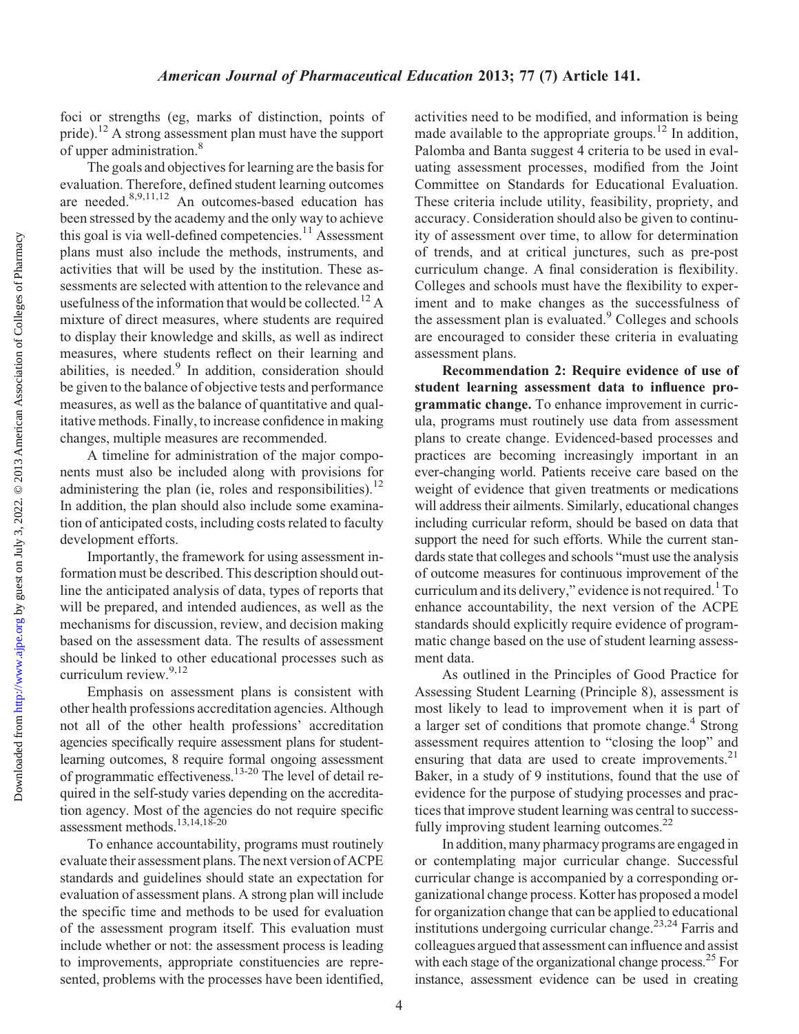foci or strengths (eg, marks of distinction, points of pride).[12] A strong assessment plan must have the support of upper administration.[8]

The goals and objectives for learning are the basis for evaluation. Therefore, defined student learning outcomes are needed.[8,9,11,12] An outcomes-based education has been stressed by the academy and the only way to achieve this goal is via well-defined competencies.[11] Assessment plans must also include the methods, instruments, and activities that will be used by the institution. These assessments are selected with attention to the relevance and usefulness of the information that would be collected.[12] A mixture of direct measures, where students are required to display their knowledge and skills, as well as indirect measures, where students reflect on their learning and abilities, is needed.[9] In addition, consideration should be given to the balance of objective tests and performance measures, as well as the balance of quantitative and qualitative methods. Finally, to increase confidence in making changes, multiple measures are recommended.

A timeline for administration of the major components must also be included along with provisions for administering the plan (ie, roles and responsibilities).[12] In addition, the plan should also include some examination of anticipated costs, including costs related to faculty development efforts.

Importantly, the framework for using assessment information must be described. This description should outline the anticipated analysis of data, types of reports that will be prepared, and intended audiences, as well as the mechanisms for discussion, review, and decision making based on the assessment data. The results of assessment should be linked to other educational processes such as curriculum review.[9,12]

Emphasis on assessment plans is consistent with other health professions accreditation agencies. Although not all of the other health professions' accreditation agencies specifically require assessment plans for student-learning outcomes, 8 require formal ongoing assessment of programmatic effectiveness.[13-20] The level of detail required in the self-study varies depending on the accreditation agency. Most of the agencies do not require specific assessment methods.[13,14,18-20]

To enhance accountability, programs must routinely evaluate their assessment plans. The next version of ACPE standards and guidelines should state an expectation for evaluation of assessment plans. A strong plan will include the specific time and methods to be used for evaluation of the assessment program itself. This evaluation must include whether or not: the assessment process is leading to improvements, appropriate constituencies are represented, problems with the processes have been identified, activities need to be modified, and information is being made available to the appropriate groups.[12] In addition, Palomba and Banta suggest 4 criteria to be used in evaluating assessment processes, modified from the Joint Committee on Standards for Educational Evaluation. These criteria include utility, feasibility, propriety, and accuracy. Consideration should also be given to continuity of assessment over time, to allow for determination of trends, and at critical junctures, such as pre-post curriculum change. A final consideration is flexibility. Colleges and schools must have the flexibility to experiment and to make changes as the successfulness of the assessment plan is evaluated.[9] Colleges and schools are encouraged to consider these criteria in evaluating assessment plans.

**Recommendation 2: Require evidence of use of student learning assessment data to influence programmatic change.** To enhance improvement in curricula, programs must routinely use data from assessment plans to create change. Evidenced-based processes and practices are becoming increasingly important in an ever-changing world. Patients receive care based on the weight of evidence that given treatments or medications will address their ailments. Similarly, educational changes including curricular reform, should be based on data that support the need for such efforts. While the current standards state that colleges and schools "must use the analysis of outcome measures for continuous improvement of the curriculum and its delivery," evidence is not required.[1] To enhance accountability, the next version of the ACPE standards should explicitly require evidence of programmatic change based on the use of student learning assessment data.

As outlined in the Principles of Good Practice for Assessing Student Learning (Principle 8), assessment is most likely to lead to improvement when it is part of a larger set of conditions that promote change.[4] Strong assessment requires attention to "closing the loop" and ensuring that data are used to create improvements.[21] Baker, in a study of 9 institutions, found that the use of evidence for the purpose of studying processes and practices that improve student learning was central to successfully improving student learning outcomes.[22]

In addition, many pharmacy programs are engaged in or contemplating major curricular change. Successful curricular change is accompanied by a corresponding organizational change process. Kotter has proposed a model for organization change that can be applied to educational institutions undergoing curricular change.[23,24] Farris and colleagues argued that assessment can influence and assist with each stage of the organizational change process.[25] For instance, assessment evidence can be used in creating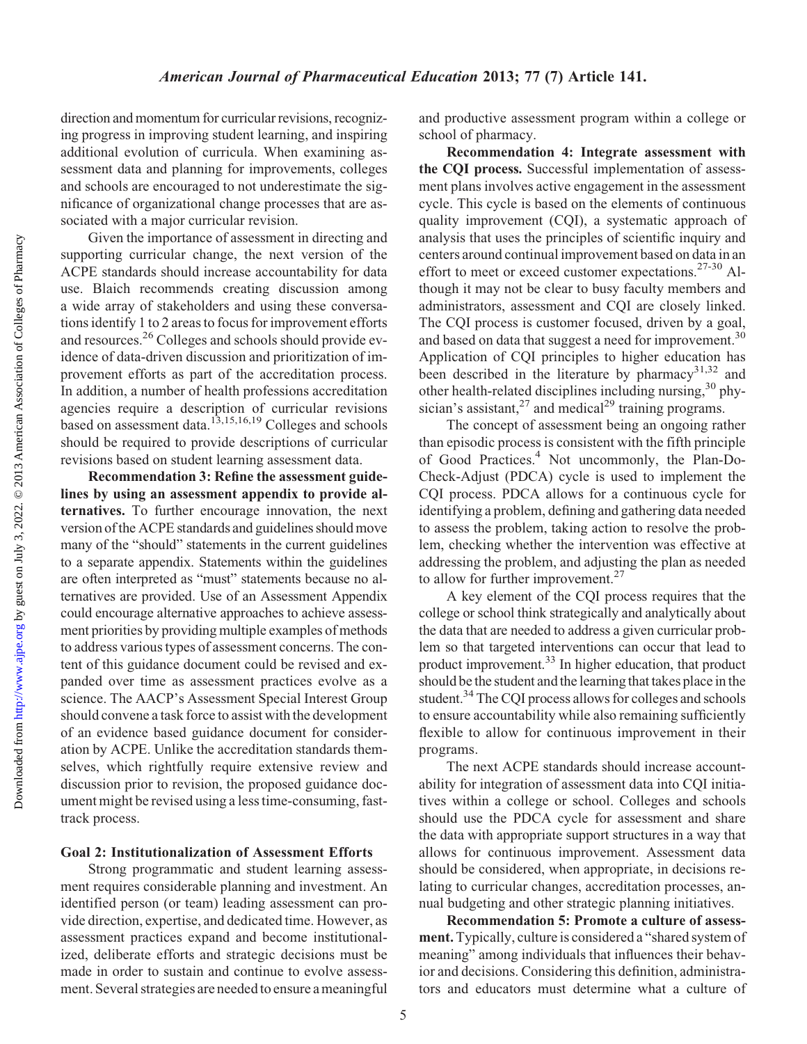direction and momentum for curricular revisions, recognizing progress in improving student learning, and inspiring additional evolution of curricula. When examining assessment data and planning for improvements, colleges and schools are encouraged to not underestimate the significance of organizational change processes that are associated with a major curricular revision.

Given the importance of assessment in directing and supporting curricular change, the next version of the ACPE standards should increase accountability for data use. Blaich recommends creating discussion among a wide array of stakeholders and using these conversations identify 1 to 2 areas to focus for improvement efforts and resources.[26] Colleges and schools should provide evidence of data-driven discussion and prioritization of improvement efforts as part of the accreditation process. In addition, a number of health professions accreditation agencies require a description of curricular revisions based on assessment data.[13,15,16,19] Colleges and schools should be required to provide descriptions of curricular revisions based on student learning assessment data.

**Recommendation 3: Refine the assessment guidelines by using an assessment appendix to provide alternatives.** To further encourage innovation, the next version of the ACPE standards and guidelines should move many of the "should" statements in the current guidelines to a separate appendix. Statements within the guidelines are often interpreted as "must" statements because no alternatives are provided. Use of an Assessment Appendix could encourage alternative approaches to achieve assessment priorities by providing multiple examples of methods to address various types of assessment concerns. The content of this guidance document could be revised and expanded over time as assessment practices evolve as a science. The AACP's Assessment Special Interest Group should convene a task force to assist with the development of an evidence based guidance document for consideration by ACPE. Unlike the accreditation standards themselves, which rightfully require extensive review and discussion prior to revision, the proposed guidance document might be revised using a less time-consuming, fast-track process.

### Goal 2: Institutionalization of Assessment Efforts

Strong programmatic and student learning assessment requires considerable planning and investment. An identified person (or team) leading assessment can provide direction, expertise, and dedicated time. However, as assessment practices expand and become institutionalized, deliberate efforts and strategic decisions must be made in order to sustain and continue to evolve assessment. Several strategies are needed to ensure a meaningful and productive assessment program within a college or school of pharmacy.

**Recommendation 4: Integrate assessment with the CQI process.** Successful implementation of assessment plans involves active engagement in the assessment cycle. This cycle is based on the elements of continuous quality improvement (CQI), a systematic approach of analysis that uses the principles of scientific inquiry and centers around continual improvement based on data in an effort to meet or exceed customer expectations.[27-30] Although it may not be clear to busy faculty members and administrators, assessment and CQI are closely linked. The CQI process is customer focused, driven by a goal, and based on data that suggest a need for improvement.[30] Application of CQI principles to higher education has been described in the literature by pharmacy[31,32] and other health-related disciplines including nursing,[30] physician's assistant,[27] and medical[29] training programs.

The concept of assessment being an ongoing rather than episodic process is consistent with the fifth principle of Good Practices.[4] Not uncommonly, the Plan-Do-Check-Adjust (PDCA) cycle is used to implement the CQI process. PDCA allows for a continuous cycle for identifying a problem, defining and gathering data needed to assess the problem, taking action to resolve the problem, checking whether the intervention was effective at addressing the problem, and adjusting the plan as needed to allow for further improvement.[27]

A key element of the CQI process requires that the college or school think strategically and analytically about the data that are needed to address a given curricular problem so that targeted interventions can occur that lead to product improvement.[33] In higher education, that product should be the student and the learning that takes place in the student.[34] The CQI process allows for colleges and schools to ensure accountability while also remaining sufficiently flexible to allow for continuous improvement in their programs.

The next ACPE standards should increase accountability for integration of assessment data into CQI initiatives within a college or school. Colleges and schools should use the PDCA cycle for assessment and share the data with appropriate support structures in a way that allows for continuous improvement. Assessment data should be considered, when appropriate, in decisions relating to curricular changes, accreditation processes, annual budgeting and other strategic planning initiatives.

**Recommendation 5: Promote a culture of assessment.** Typically, culture is considered a "shared system of meaning" among individuals that influences their behavior and decisions. Considering this definition, administrators and educators must determine what a culture of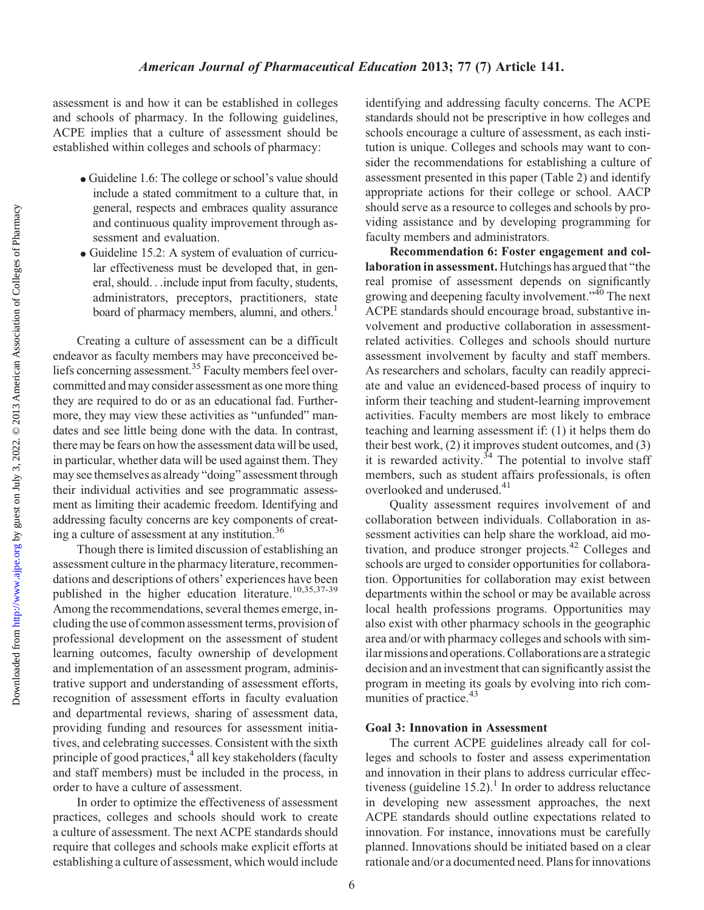assessment is and how it can be established in colleges and schools of pharmacy. In the following guidelines, ACPE implies that a culture of assessment should be established within colleges and schools of pharmacy:

- Guideline 1.6: The college or school's value should include a stated commitment to a culture that, in general, respects and embraces quality assurance and continuous quality improvement through assessment and evaluation.
- Guideline 15.2: A system of evaluation of curricular effectiveness must be developed that, in general, should. . .include input from faculty, students, administrators, preceptors, practitioners, state board of pharmacy members, alumni, and others.[1]

Creating a culture of assessment can be a difficult endeavor as faculty members may have preconceived beliefs concerning assessment.[35] Faculty members feel overcommitted and may consider assessment as one more thing they are required to do or as an educational fad. Furthermore, they may view these activities as "unfunded" mandates and see little being done with the data. In contrast, there may be fears on how the assessment data will be used, in particular, whether data will be used against them. They may see themselves as already "doing" assessment through their individual activities and see programmatic assessment as limiting their academic freedom. Identifying and addressing faculty concerns are key components of creating a culture of assessment at any institution.[36]

Though there is limited discussion of establishing an assessment culture in the pharmacy literature, recommendations and descriptions of others' experiences have been published in the higher education literature.[10,35,37-39] Among the recommendations, several themes emerge, including the use of common assessment terms, provision of professional development on the assessment of student learning outcomes, faculty ownership of development and implementation of an assessment program, administrative support and understanding of assessment efforts, recognition of assessment efforts in faculty evaluation and departmental reviews, sharing of assessment data, providing funding and resources for assessment initiatives, and celebrating successes. Consistent with the sixth principle of good practices,[4] all key stakeholders (faculty and staff members) must be included in the process, in order to have a culture of assessment.

In order to optimize the effectiveness of assessment practices, colleges and schools should work to create a culture of assessment. The next ACPE standards should require that colleges and schools make explicit efforts at establishing a culture of assessment, which would include identifying and addressing faculty concerns. The ACPE standards should not be prescriptive in how colleges and schools encourage a culture of assessment, as each institution is unique. Colleges and schools may want to consider the recommendations for establishing a culture of assessment presented in this paper (Table 2) and identify appropriate actions for their college or school. AACP should serve as a resource to colleges and schools by providing assistance and by developing programming for faculty members and administrators.

**Recommendation 6: Foster engagement and collaboration in assessment.** Hutchings has argued that "the real promise of assessment depends on significantly growing and deepening faculty involvement."[40] The next ACPE standards should encourage broad, substantive involvement and productive collaboration in assessment-related activities. Colleges and schools should nurture assessment involvement by faculty and staff members. As researchers and scholars, faculty can readily appreciate and value an evidenced-based process of inquiry to inform their teaching and student-learning improvement activities. Faculty members are most likely to embrace teaching and learning assessment if: (1) it helps them do their best work, (2) it improves student outcomes, and (3) it is rewarded activity.[34] The potential to involve staff members, such as student affairs professionals, is often overlooked and underused.[41]

Quality assessment requires involvement of and collaboration between individuals. Collaboration in assessment activities can help share the workload, aid motivation, and produce stronger projects.[42] Colleges and schools are urged to consider opportunities for collaboration. Opportunities for collaboration may exist between departments within the school or may be available across local health professions programs. Opportunities may also exist with other pharmacy schools in the geographic area and/or with pharmacy colleges and schools with similar missions and operations. Collaborations are a strategic decision and an investment that can significantly assist the program in meeting its goals by evolving into rich communities of practice.[43]

### Goal 3: Innovation in Assessment

The current ACPE guidelines already call for colleges and schools to foster and assess experimentation and innovation in their plans to address curricular effectiveness (guideline 15.2).[1] In order to address reluctance in developing new assessment approaches, the next ACPE standards should outline expectations related to innovation. For instance, innovations must be carefully planned. Innovations should be initiated based on a clear rationale and/or a documented need. Plans for innovations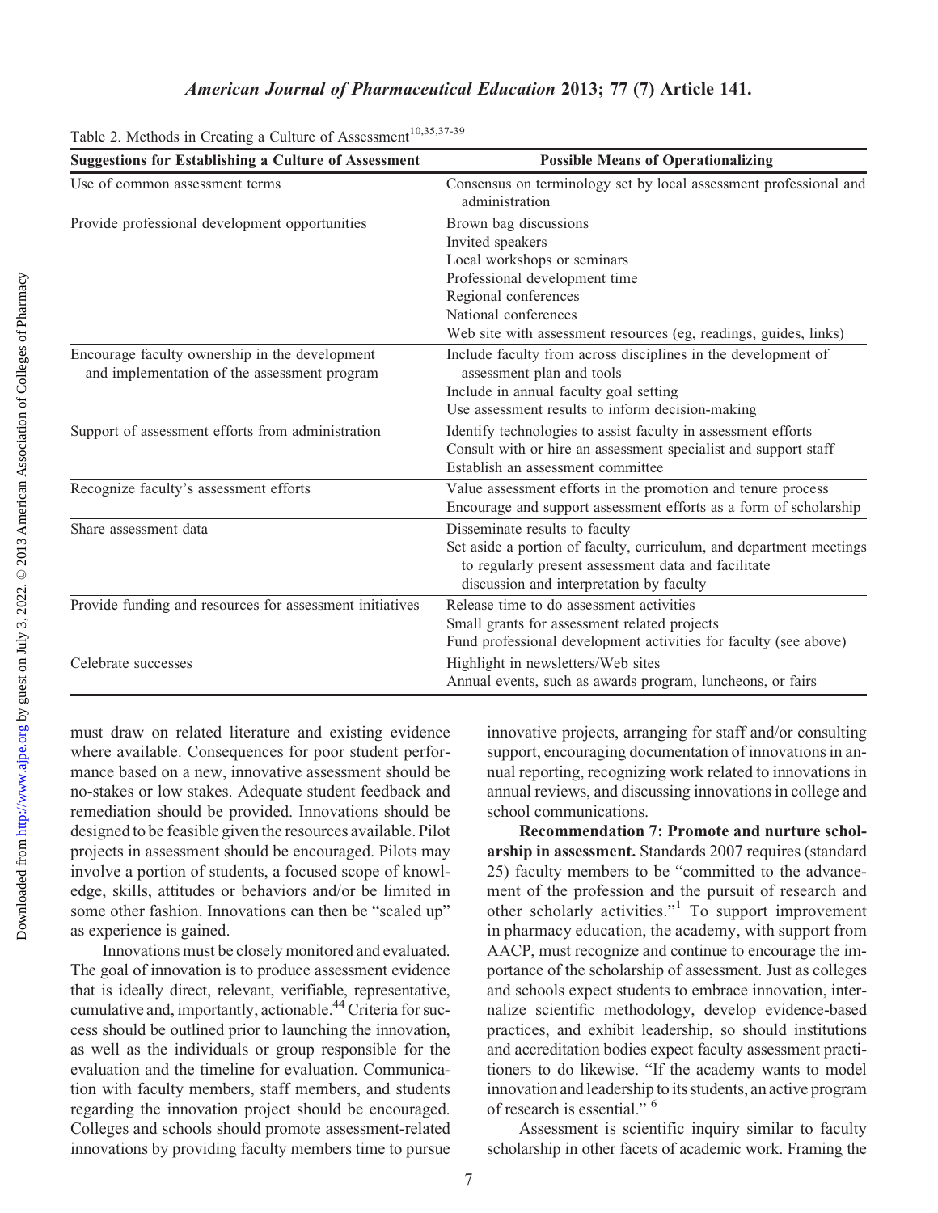Table 2. Methods in Creating a Culture of Assessment[10,35,37-39]

| Suggestions for Establishing a Culture of Assessment | Possible Means of Operationalizing |
|---|---|
| Use of common assessment terms | Consensus on terminology set by local assessment professional and administration |
| Provide professional development opportunities | Brown bag discussions<br>Invited speakers<br>Local workshops or seminars<br>Professional development time<br>Regional conferences<br>National conferences<br>Web site with assessment resources (eg, readings, guides, links) |
| Encourage faculty ownership in the development and implementation of the assessment program | Include faculty from across disciplines in the development of assessment plan and tools<br>Include in annual faculty goal setting<br>Use assessment results to inform decision-making |
| Support of assessment efforts from administration | Identify technologies to assist faculty in assessment efforts<br>Consult with or hire an assessment specialist and support staff<br>Establish an assessment committee |
| Recognize faculty's assessment efforts | Value assessment efforts in the promotion and tenure process<br>Encourage and support assessment efforts as a form of scholarship |
| Share assessment data | Disseminate results to faculty<br>Set aside a portion of faculty, curriculum, and department meetings to regularly present assessment data and facilitate discussion and interpretation by faculty |
| Provide funding and resources for assessment initiatives | Release time to do assessment activities<br>Small grants for assessment related projects<br>Fund professional development activities for faculty (see above) |
| Celebrate successes | Highlight in newsletters/Web sites<br>Annual events, such as awards program, luncheons, or fairs |

must draw on related literature and existing evidence where available. Consequences for poor student performance based on a new, innovative assessment should be no-stakes or low stakes. Adequate student feedback and remediation should be provided. Innovations should be designed to be feasible given the resources available. Pilot projects in assessment should be encouraged. Pilots may involve a portion of students, a focused scope of knowledge, skills, attitudes or behaviors and/or be limited in some other fashion. Innovations can then be "scaled up" as experience is gained.

Innovations must be closely monitored and evaluated. The goal of innovation is to produce assessment evidence that is ideally direct, relevant, verifiable, representative, cumulative and, importantly, actionable.[44] Criteria for success should be outlined prior to launching the innovation, as well as the individuals or group responsible for the evaluation and the timeline for evaluation. Communication with faculty members, staff members, and students regarding the innovation project should be encouraged. Colleges and schools should promote assessment-related innovations by providing faculty members time to pursue innovative projects, arranging for staff and/or consulting support, encouraging documentation of innovations in annual reporting, recognizing work related to innovations in annual reviews, and discussing innovations in college and school communications.

**Recommendation 7: Promote and nurture scholarship in assessment.** Standards 2007 requires (standard 25) faculty members to be "committed to the advancement of the profession and the pursuit of research and other scholarly activities."[1] To support improvement in pharmacy education, the academy, with support from AACP, must recognize and continue to encourage the importance of the scholarship of assessment. Just as colleges and schools expect students to embrace innovation, internalize scientific methodology, develop evidence-based practices, and exhibit leadership, so should institutions and accreditation bodies expect faculty assessment practitioners to do likewise. "If the academy wants to model innovation and leadership to its students, an active program of research is essential." [6]

Assessment is scientific inquiry similar to faculty scholarship in other facets of academic work. Framing the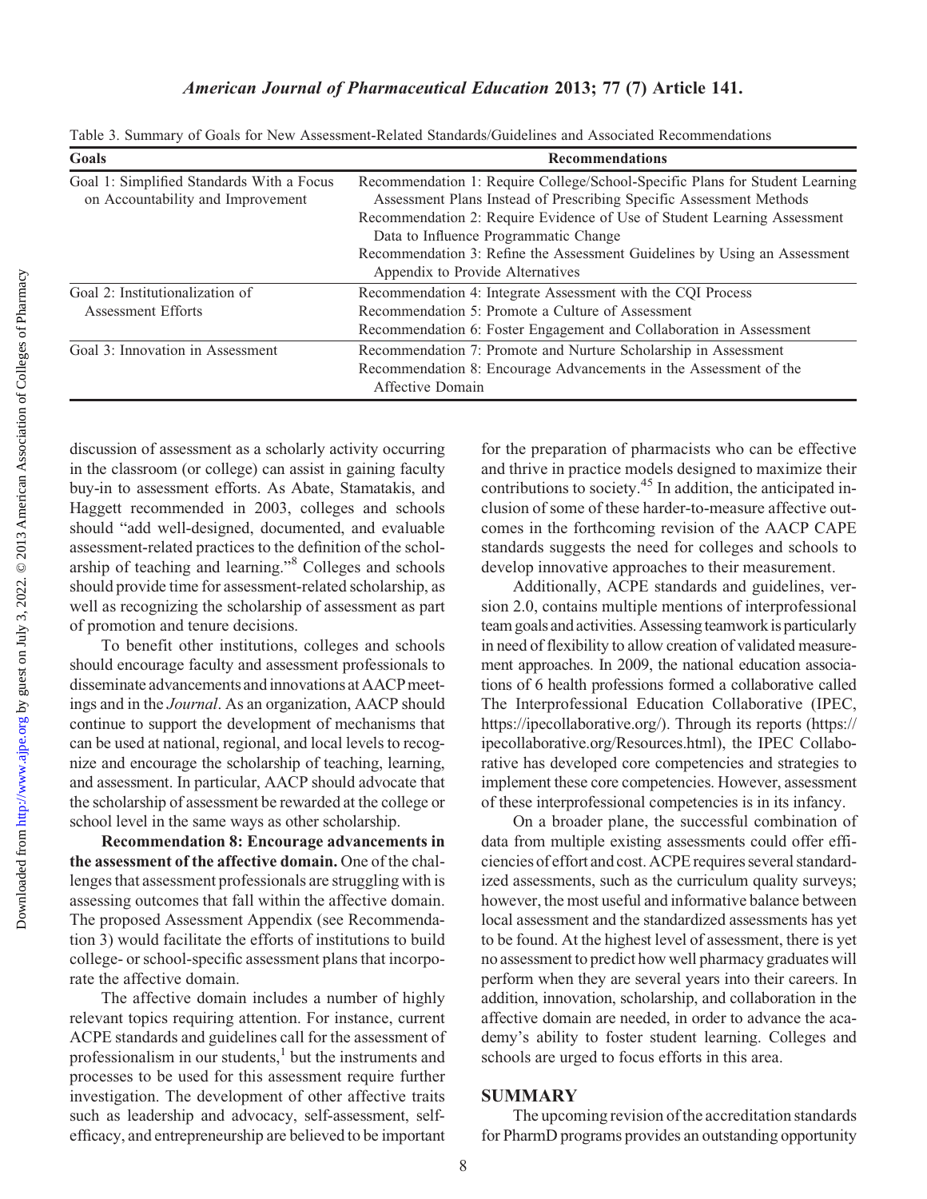Table 3. Summary of Goals for New Assessment-Related Standards/Guidelines and Associated Recommendations

| Goals | Recommendations |
|---|---|
| Goal 1: Simplified Standards With a Focus on Accountability and Improvement | Recommendation 1: Require College/School-Specific Plans for Student Learning Assessment Plans Instead of Prescribing Specific Assessment Methods |
| | Recommendation 2: Require Evidence of Use of Student Learning Assessment Data to Influence Programmatic Change |
| | Recommendation 3: Refine the Assessment Guidelines by Using an Assessment Appendix to Provide Alternatives |
| Goal 2: Institutionalization of Assessment Efforts | Recommendation 4: Integrate Assessment with the CQI Process |
| | Recommendation 5: Promote a Culture of Assessment |
| | Recommendation 6: Foster Engagement and Collaboration in Assessment |
| Goal 3: Innovation in Assessment | Recommendation 7: Promote and Nurture Scholarship in Assessment |
| | Recommendation 8: Encourage Advancements in the Assessment of the Affective Domain |

discussion of assessment as a scholarly activity occurring in the classroom (or college) can assist in gaining faculty buy-in to assessment efforts. As Abate, Stamatakis, and Haggett recommended in 2003, colleges and schools should "add well-designed, documented, and evaluable assessment-related practices to the definition of the scholarship of teaching and learning."[8] Colleges and schools should provide time for assessment-related scholarship, as well as recognizing the scholarship of assessment as part of promotion and tenure decisions.

To benefit other institutions, colleges and schools should encourage faculty and assessment professionals to disseminate advancements and innovations at AACP meetings and in the *Journal*. As an organization, AACP should continue to support the development of mechanisms that can be used at national, regional, and local levels to recognize and encourage the scholarship of teaching, learning, and assessment. In particular, AACP should advocate that the scholarship of assessment be rewarded at the college or school level in the same ways as other scholarship.

**Recommendation 8: Encourage advancements in the assessment of the affective domain.** One of the challenges that assessment professionals are struggling with is assessing outcomes that fall within the affective domain. The proposed Assessment Appendix (see Recommendation 3) would facilitate the efforts of institutions to build college- or school-specific assessment plans that incorporate the affective domain.

The affective domain includes a number of highly relevant topics requiring attention. For instance, current ACPE standards and guidelines call for the assessment of professionalism in our students,[1] but the instruments and processes to be used for this assessment require further investigation. The development of other affective traits such as leadership and advocacy, self-assessment, self-efficacy, and entrepreneurship are believed to be important for the preparation of pharmacists who can be effective and thrive in practice models designed to maximize their contributions to society.[45] In addition, the anticipated inclusion of some of these harder-to-measure affective outcomes in the forthcoming revision of the AACP CAPE standards suggests the need for colleges and schools to develop innovative approaches to their measurement.

Additionally, ACPE standards and guidelines, version 2.0, contains multiple mentions of interprofessional team goals and activities. Assessing teamwork is particularly in need of flexibility to allow creation of validated measurement approaches. In 2009, the national education associations of 6 health professions formed a collaborative called The Interprofessional Education Collaborative (IPEC, https://ipecollaborative.org/). Through its reports (https://ipecollaborative.org/Resources.html), the IPEC Collaborative has developed core competencies and strategies to implement these core competencies. However, assessment of these interprofessional competencies is in its infancy.

On a broader plane, the successful combination of data from multiple existing assessments could offer efficiencies of effort and cost. ACPE requires several standardized assessments, such as the curriculum quality surveys; however, the most useful and informative balance between local assessment and the standardized assessments has yet to be found. At the highest level of assessment, there is yet no assessment to predict how well pharmacy graduates will perform when they are several years into their careers. In addition, innovation, scholarship, and collaboration in the affective domain are needed, in order to advance the academy's ability to foster student learning. Colleges and schools are urged to focus efforts in this area.

## SUMMARY

The upcoming revision of the accreditation standards for PharmD programs provides an outstanding opportunity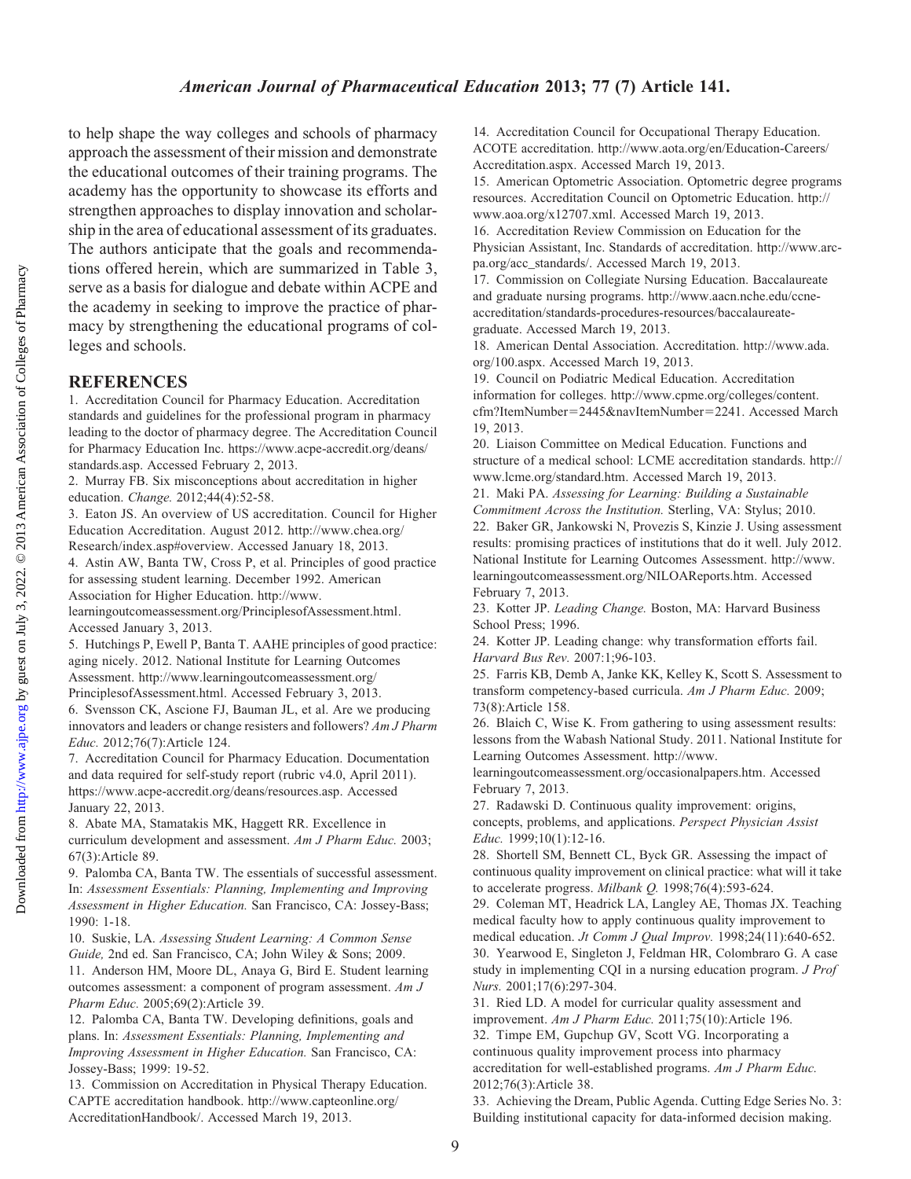to help shape the way colleges and schools of pharmacy approach the assessment of their mission and demonstrate the educational outcomes of their training programs. The academy has the opportunity to showcase its efforts and strengthen approaches to display innovation and scholarship in the area of educational assessment of its graduates. The authors anticipate that the goals and recommendations offered herein, which are summarized in Table 3, serve as a basis for dialogue and debate within ACPE and the academy in seeking to improve the practice of pharmacy by strengthening the educational programs of colleges and schools.

## REFERENCES

1. Accreditation Council for Pharmacy Education. Accreditation standards and guidelines for the professional program in pharmacy leading to the doctor of pharmacy degree. The Accreditation Council for Pharmacy Education Inc. https://www.acpe-accredit.org/deans/standards.asp. Accessed February 2, 2013.
2. Murray FB. Six misconceptions about accreditation in higher education. *Change.* 2012;44(4):52-58.
3. Eaton JS. An overview of US accreditation. Council for Higher Education Accreditation. August 2012. http://www.chea.org/Research/index.asp#overview. Accessed January 18, 2013.
4. Astin AW, Banta TW, Cross P, et al. Principles of good practice for assessing student learning. December 1992. American Association for Higher Education. http://www.learningoutcomeassessment.org/PrinciplesofAssessment.html. Accessed January 3, 2013.
5. Hutchings P, Ewell P, Banta T. AAHE principles of good practice: aging nicely. 2012. National Institute for Learning Outcomes Assessment. http://www.learningoutcomeassessment.org/PrinciplesofAssessment.html. Accessed February 3, 2013.
6. Svensson CK, Ascione FJ, Bauman JL, et al. Are we producing innovators and leaders or change resisters and followers? *Am J Pharm Educ.* 2012;76(7):Article 124.
7. Accreditation Council for Pharmacy Education. Documentation and data required for self-study report (rubric v4.0, April 2011). https://www.acpe-accredit.org/deans/resources.asp. Accessed January 22, 2013.
8. Abate MA, Stamatakis MK, Haggett RR. Excellence in curriculum development and assessment. *Am J Pharm Educ.* 2003; 67(3):Article 89.
9. Palomba CA, Banta TW. The essentials of successful assessment. In: *Assessment Essentials: Planning, Implementing and Improving Assessment in Higher Education.* San Francisco, CA: Jossey-Bass; 1990: 1-18.
10. Suskie, LA. *Assessing Student Learning: A Common Sense Guide,* 2nd ed. San Francisco, CA; John Wiley & Sons; 2009.
11. Anderson HM, Moore DL, Anaya G, Bird E. Student learning outcomes assessment: a component of program assessment. *Am J Pharm Educ.* 2005;69(2):Article 39.
12. Palomba CA, Banta TW. Developing definitions, goals and plans. In: *Assessment Essentials: Planning, Implementing and Improving Assessment in Higher Education.* San Francisco, CA: Jossey-Bass; 1999: 19-52.
13. Commission on Accreditation in Physical Therapy Education. CAPTE accreditation handbook. http://www.capteonline.org/AccreditationHandbook/. Accessed March 19, 2013.
14. Accreditation Council for Occupational Therapy Education. ACOTE accreditation. http://www.aota.org/en/Education-Careers/Accreditation.aspx. Accessed March 19, 2013.
15. American Optometric Association. Optometric degree programs resources. Accreditation Council on Optometric Education. http://www.aoa.org/x12707.xml. Accessed March 19, 2013.
16. Accreditation Review Commission on Education for the Physician Assistant, Inc. Standards of accreditation. http://www.arc-pa.org/acc_standards/. Accessed March 19, 2013.
17. Commission on Collegiate Nursing Education. Baccalaureate and graduate nursing programs. http://www.aacn.nche.edu/ccne-accreditation/standards-procedures-resources/baccalaureate-graduate. Accessed March 19, 2013.
18. American Dental Association. Accreditation. http://www.ada.org/100.aspx. Accessed March 19, 2013.
19. Council on Podiatric Medical Education. Accreditation information for colleges. http://www.cpme.org/colleges/content.cfm?ItemNumber=2445&navItemNumber=2241. Accessed March 19, 2013.
20. Liaison Committee on Medical Education. Functions and structure of a medical school: LCME accreditation standards. http://www.lcme.org/standard.htm. Accessed March 19, 2013.
21. Maki PA. *Assessing for Learning: Building a Sustainable Commitment Across the Institution.* Sterling, VA: Stylus; 2010.
22. Baker GR, Jankowski N, Provezis S, Kinzie J. Using assessment results: promising practices of institutions that do it well. July 2012. National Institute for Learning Outcomes Assessment. http://www.learningoutcomeassessment.org/NILOAReports.htm. Accessed February 7, 2013.
23. Kotter JP. *Leading Change.* Boston, MA: Harvard Business School Press; 1996.
24. Kotter JP. Leading change: why transformation efforts fail. *Harvard Bus Rev.* 2007:1;96-103.
25. Farris KB, Demb A, Janke KK, Kelley K, Scott S. Assessment to transform competency-based curricula. *Am J Pharm Educ.* 2009; 73(8):Article 158.
26. Blaich C, Wise K. From gathering to using assessment results: lessons from the Wabash National Study. 2011. National Institute for Learning Outcomes Assessment. http://www.learningoutcomeassessment.org/occasionalpapers.htm. Accessed February 7, 2013.
27. Radawski D. Continuous quality improvement: origins, concepts, problems, and applications. *Perspect Physician Assist Educ.* 1999;10(1):12-16.
28. Shortell SM, Bennett CL, Byck GR. Assessing the impact of continuous quality improvement on clinical practice: what will it take to accelerate progress. *Milbank Q.* 1998;76(4):593-624.
29. Coleman MT, Headrick LA, Langley AE, Thomas JX. Teaching medical faculty how to apply continuous quality improvement to medical education. *Jt Comm J Qual Improv.* 1998;24(11):640-652.
30. Yearwood E, Singleton J, Feldman HR, Colombraro G. A case study in implementing CQI in a nursing education program. *J Prof Nurs.* 2001;17(6):297-304.
31. Ried LD. A model for curricular quality assessment and improvement. *Am J Pharm Educ.* 2011;75(10):Article 196.
32. Timpe EM, Gupchup GV, Scott VG. Incorporating a continuous quality improvement process into pharmacy accreditation for well-established programs. *Am J Pharm Educ.* 2012;76(3):Article 38.
33. Achieving the Dream, Public Agenda. Cutting Edge Series No. 3: Building institutional capacity for data-informed decision making.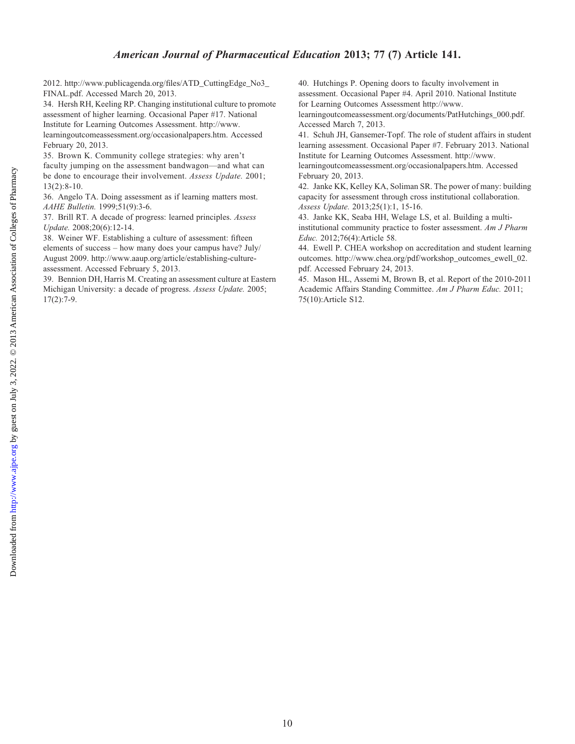2012. http://www.publicagenda.org/files/ATD_CuttingEdge_No3_FINAL.pdf. Accessed March 20, 2013.

34. Hersh RH, Keeling RP. Changing institutional culture to promote assessment of higher learning. Occasional Paper #17. National Institute for Learning Outcomes Assessment. http://www.learningoutcomeassessment.org/occasionalpapers.htm. Accessed February 20, 2013.

35. Brown K. Community college strategies: why aren't faculty jumping on the assessment bandwagon—and what can be done to encourage their involvement. *Assess Update.* 2001; 13(2):8-10.

36. Angelo TA. Doing assessment as if learning matters most. *AAHE Bulletin.* 1999;51(9):3-6.

37. Brill RT. A decade of progress: learned principles. *Assess Update.* 2008;20(6):12-14.

38. Weiner WF. Establishing a culture of assessment: fifteen elements of success – how many does your campus have? July/August 2009. http://www.aaup.org/article/establishing-culture-assessment. Accessed February 5, 2013.

39. Bennion DH, Harris M. Creating an assessment culture at Eastern Michigan University: a decade of progress. *Assess Update.* 2005; 17(2):7-9.

40. Hutchings P. Opening doors to faculty involvement in assessment. Occasional Paper #4. April 2010. National Institute for Learning Outcomes Assessment http://www.learningoutcomeassessment.org/documents/PatHutchings_000.pdf. Accessed March 7, 2013.

41. Schuh JH, Gansemer-Topf. The role of student affairs in student learning assessment. Occasional Paper #7. February 2013. National Institute for Learning Outcomes Assessment. http://www.learningoutcomeassessment.org/occasionalpapers.htm. Accessed February 20, 2013.

42. Janke KK, Kelley KA, Soliman SR. The power of many: building capacity for assessment through cross institutional collaboration. *Assess Update.* 2013;25(1):1, 15-16.

43. Janke KK, Seaba HH, Welage LS, et al. Building a multi-institutional community practice to foster assessment. *Am J Pharm Educ.* 2012;76(4):Article 58.

44. Ewell P. CHEA workshop on accreditation and student learning outcomes. http://www.chea.org/pdf/workshop_outcomes_ewell_02.pdf. Accessed February 24, 2013.

45. Mason HL, Assemi M, Brown B, et al. Report of the 2010-2011 Academic Affairs Standing Committee. *Am J Pharm Educ.* 2011; 75(10):Article S12.